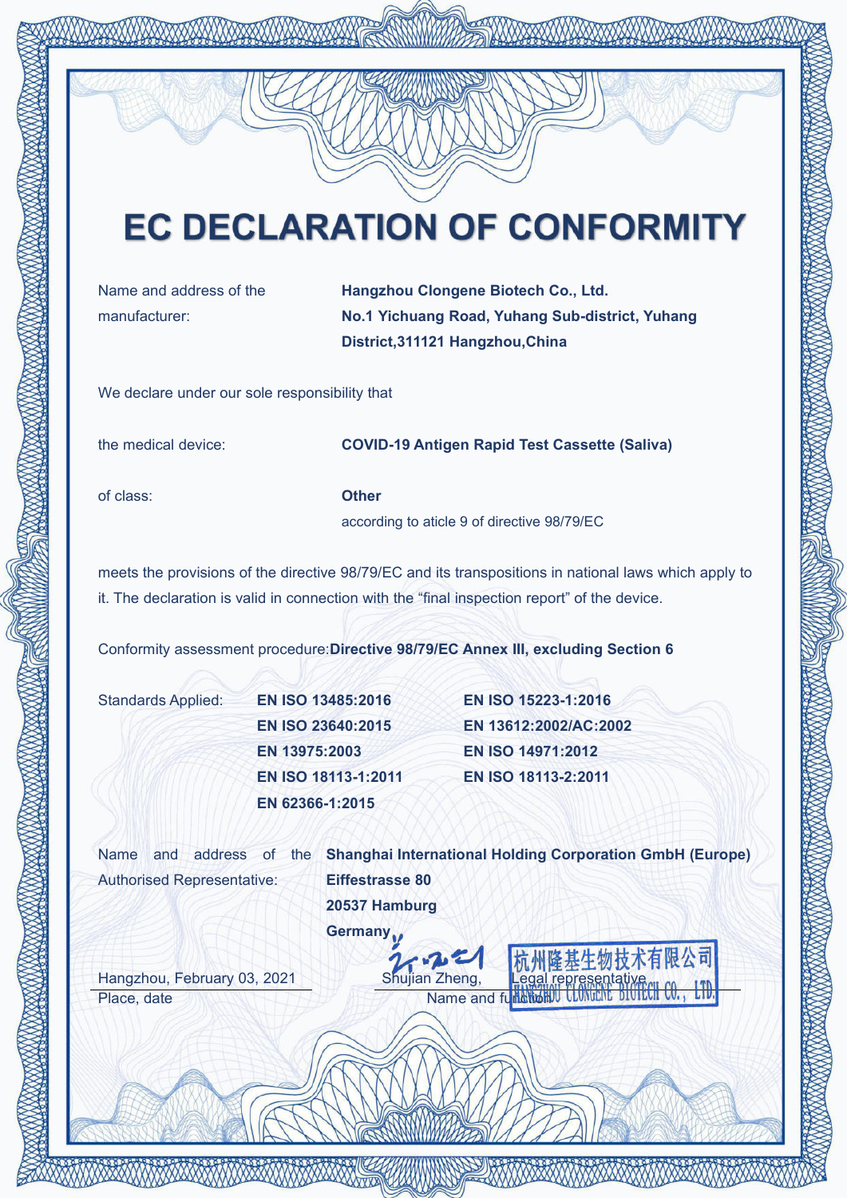# EC DECLARATION OF CONFORMITY

Name and address of the manufacturer: **Hangzhou Clongene Biotech Co., Ltd. No.1 Yichuang Road, Yuhang Sub-district, Yuhang District,311121 Hangzhou,China**

We declare under our sole responsibility that

the medical device: **COVID-19 Antigen Rapid Test Cassette (Saliva)**

of class: **Other**
according to aticle 9 of directive 98/79/EC

meets the provisions of the directive 98/79/EC and its transpositions in national laws which apply to it. The declaration is valid in connection with the “final inspection report” of the device.

Conformity assessment procedure:**Directive 98/79/EC Annex III, excluding Section 6**

Standards Applied:

- **EN ISO 13485:2016**
- **EN ISO 23640:2015**
- **EN 13975:2003**
- **EN ISO 18113-1:2011**
- **EN 62366-1:2015**
- **EN ISO 15223-1:2016**
- **EN 13612:2002/AC:2002**
- **EN ISO 14971:2012**
- **EN ISO 18113-2:2011**

Name and address of the Authorised Representative: **Shanghai International Holding Corporation GmbH (Europe) Eiffestrasse 80 20537 Hamburg Germany**

| Hangzhou, February 03, 2021 | Shujian Zheng, Legal representative |
|---|---|
| Place, date | Name and function |

杭州隆基生物技术有限公司 HANGZHOU CLONGENE BIOTECH CO., LTD.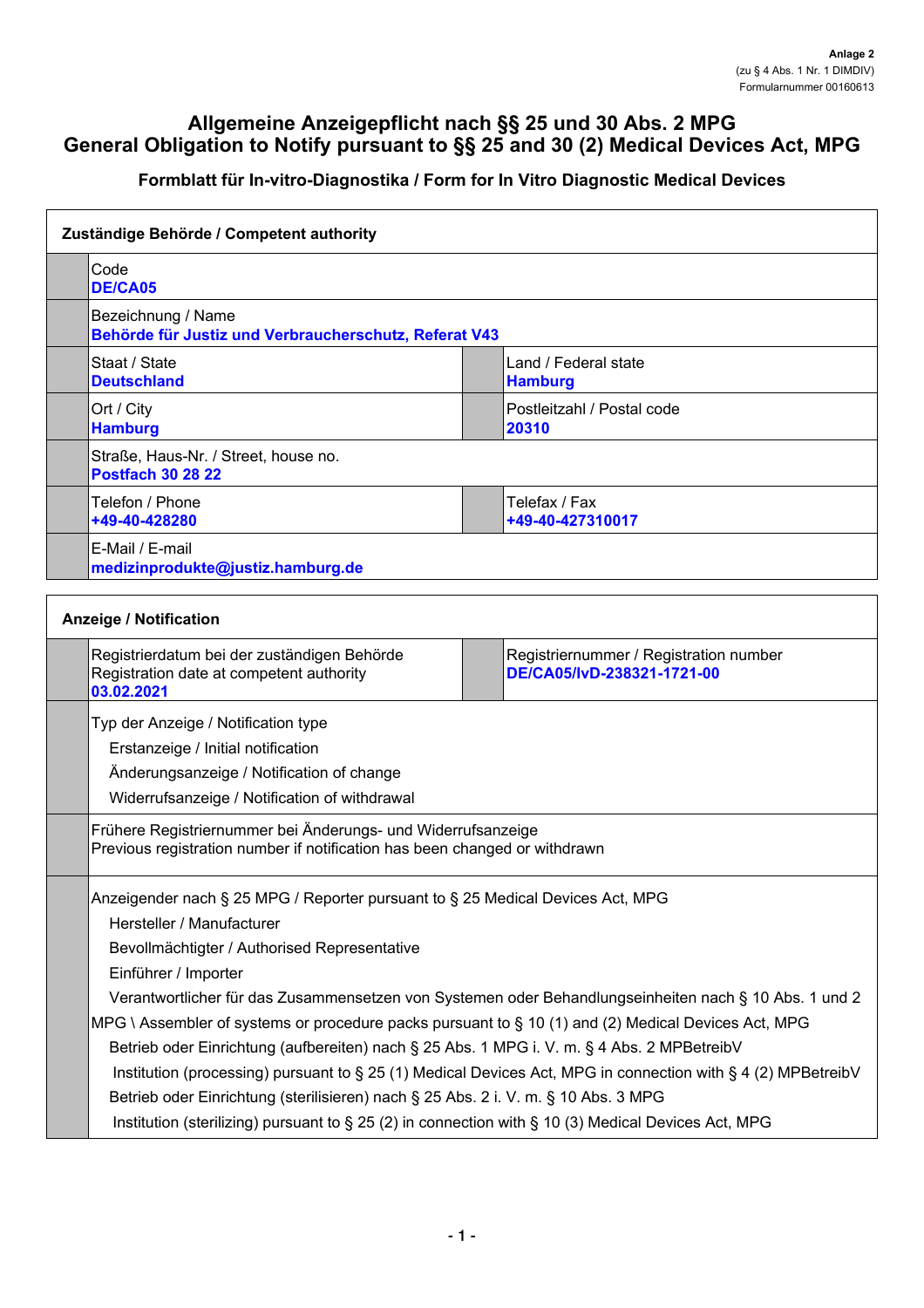Anlage 2
(zu § 4 Abs. 1 Nr. 1 DIMDIV)
Formularnummer 00160613

# Allgemeine Anzeigepflicht nach §§ 25 und 30 Abs. 2 MPG
# General Obligation to Notify pursuant to §§ 25 and 30 (2) Medical Devices Act, MPG

### Formblatt für In-vitro-Diagnostika / Form for In Vitro Diagnostic Medical Devices

## Zuständige Behörde / Competent authority

| | |
|---|---|
| Code<br>**DE/CA05** | |
| Bezeichnung / Name<br>**Behörde für Justiz und Verbraucherschutz, Referat V43** | |
| Staat / State<br>**Deutschland** | Land / Federal state<br>**Hamburg** |
| Ort / City<br>**Hamburg** | Postleitzahl / Postal code<br>**20310** |
| Straße, Haus-Nr. / Street, house no.<br>**Postfach 30 28 22** | |
| Telefon / Phone<br>**+49-40-428280** | Telefax / Fax<br>**+49-40-427310017** |
| E-Mail / E-mail<br>**medizinprodukte@justiz.hamburg.de** | |

## Anzeige / Notification

| | |
|---|---|
| Registrierdatum bei der zuständigen Behörde<br>Registration date at competent authority<br>**03.02.2021** | Registriernummer / Registration number<br>**DE/CA05/IvD-238321-1721-00** |

Typ der Anzeige / Notification type

- Erstanzeige / Initial notification
- Änderungsanzeige / Notification of change
- Widerrufsanzeige / Notification of withdrawal

Frühere Registriernummer bei Änderungs- und Widerrufsanzeige
Previous registration number if notification has been changed or withdrawn

Anzeigender nach § 25 MPG / Reporter pursuant to § 25 Medical Devices Act, MPG

- Hersteller / Manufacturer
- Bevollmächtigter / Authorised Representative
- Einführer / Importer
- Verantwortlicher für das Zusammensetzen von Systemen oder Behandlungseinheiten nach § 10 Abs. 1 und 2 MPG \ Assembler of systems or procedure packs pursuant to § 10 (1) and (2) Medical Devices Act, MPG
- Betrieb oder Einrichtung (aufbereiten) nach § 25 Abs. 1 MPG i. V. m. § 4 Abs. 2 MPBetreibV
  Institution (processing) pursuant to § 25 (1) Medical Devices Act, MPG in connection with § 4 (2) MPBetreibV
- Betrieb oder Einrichtung (sterilisieren) nach § 25 Abs. 2 i. V. m. § 10 Abs. 3 MPG
  Institution (sterilizing) pursuant to § 25 (2) in connection with § 10 (3) Medical Devices Act, MPG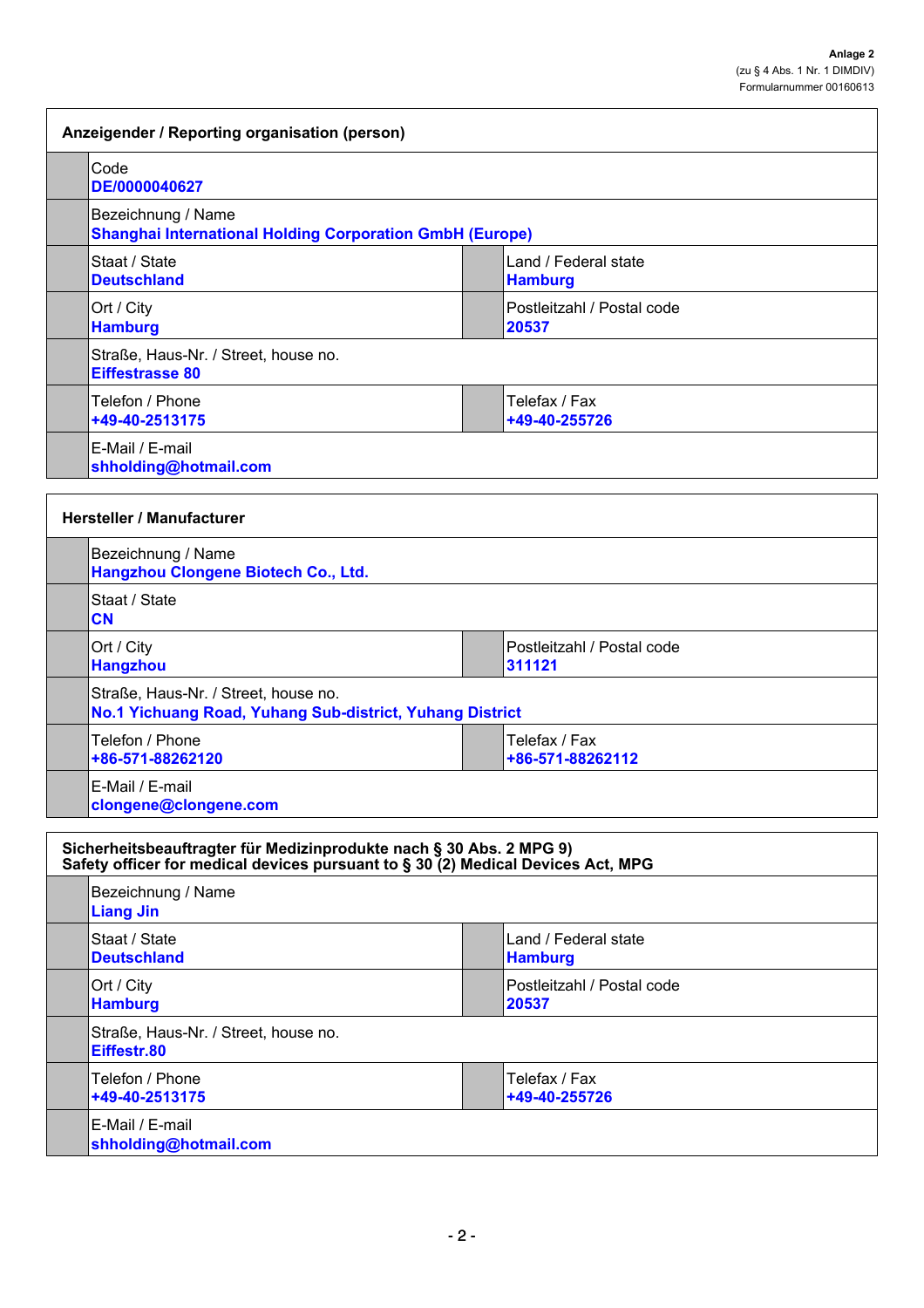**Anlage 2**
(zu § 4 Abs. 1 Nr. 1 DIMDIV)
Formularnummer 00160613

## Anzeigender / Reporting organisation (person)

| | |
|---|---|
| Code<br>**DE/0000040627** | |
| Bezeichnung / Name<br>**Shanghai International Holding Corporation GmbH (Europe)** | |
| Staat / State<br>**Deutschland** | Land / Federal state<br>**Hamburg** |
| Ort / City<br>**Hamburg** | Postleitzahl / Postal code<br>**20537** |
| Straße, Haus-Nr. / Street, house no.<br>**Eiffestrasse 80** | |
| Telefon / Phone<br>**+49-40-2513175** | Telefax / Fax<br>**+49-40-255726** |
| E-Mail / E-mail<br>**shholding@hotmail.com** | |

## Hersteller / Manufacturer

| | |
|---|---|
| Bezeichnung / Name<br>**Hangzhou Clongene Biotech Co., Ltd.** | |
| Staat / State<br>**CN** | |
| Ort / City<br>**Hangzhou** | Postleitzahl / Postal code<br>**311121** |
| Straße, Haus-Nr. / Street, house no.<br>**No.1 Yichuang Road, Yuhang Sub-district, Yuhang District** | |
| Telefon / Phone<br>**+86-571-88262120** | Telefax / Fax<br>**+86-571-88262112** |
| E-Mail / E-mail<br>**clongene@clongene.com** | |

## Sicherheitsbeauftragter für Medizinprodukte nach § 30 Abs. 2 MPG 9)<br>Safety officer for medical devices pursuant to § 30 (2) Medical Devices Act, MPG

| | |
|---|---|
| Bezeichnung / Name<br>**Liang Jin** | |
| Staat / State<br>**Deutschland** | Land / Federal state<br>**Hamburg** |
| Ort / City<br>**Hamburg** | Postleitzahl / Postal code<br>**20537** |
| Straße, Haus-Nr. / Street, house no.<br>**Eiffestr.80** | |
| Telefon / Phone<br>**+49-40-2513175** | Telefax / Fax<br>**+49-40-255726** |
| E-Mail / E-mail<br>**shholding@hotmail.com** | |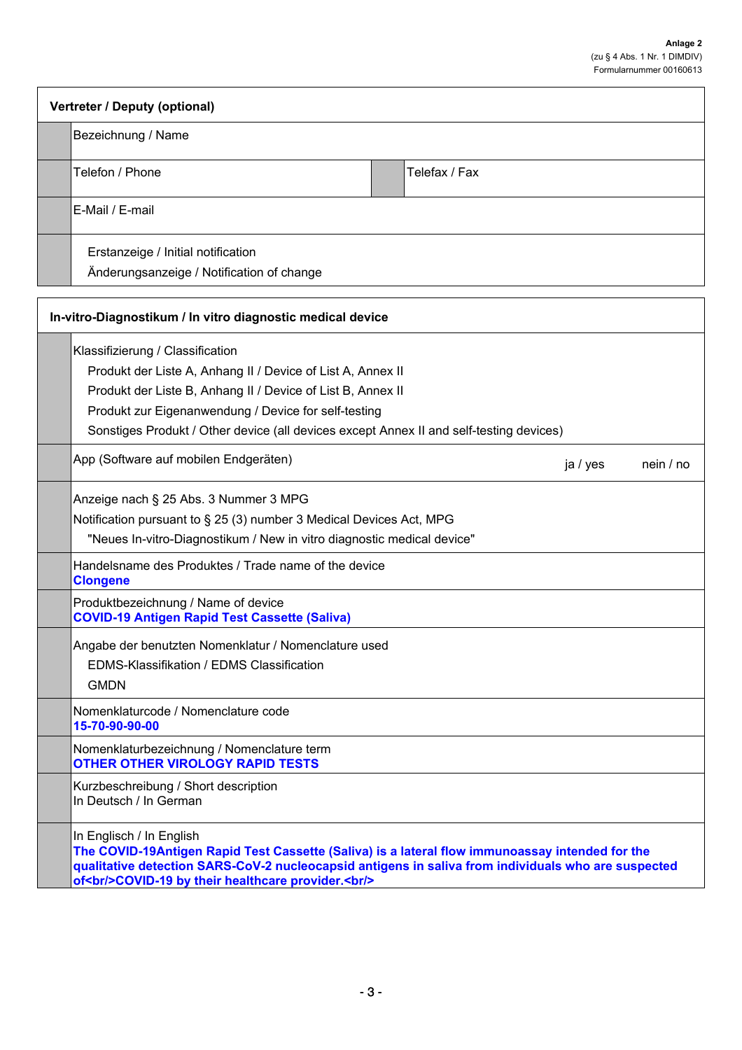**Anlage 2**
(zu § 4 Abs. 1 Nr. 1 DIMDIV)
Formularnummer 00160613

## Vertreter / Deputy (optional)

| | | | |
|---|---|---|---|
| | Bezeichnung / Name | | |
| | Telefon / Phone | | Telefax / Fax |
| | E-Mail / E-mail | | |
| | Erstanzeige / Initial notification<br>Änderungsanzeige / Notification of change | | |

## In-vitro-Diagnostikum / In vitro diagnostic medical device

| | |
|---|---|
| | Klassifizierung / Classification<br>Produkt der Liste A, Anhang II / Device of List A, Annex II<br>Produkt der Liste B, Anhang II / Device of List B, Annex II<br>Produkt zur Eigenanwendung / Device for self-testing<br>Sonstiges Produkt / Other device (all devices except Annex II and self-testing devices) |
| | App (Software auf mobilen Endgeräten) ja / yes nein / no |
| | Anzeige nach § 25 Abs. 3 Nummer 3 MPG<br>Notification pursuant to § 25 (3) number 3 Medical Devices Act, MPG<br>"Neues In-vitro-Diagnostikum / New in vitro diagnostic medical device" |
| | Handelsname des Produktes / Trade name of the device<br>**Clongene** |
| | Produktbezeichnung / Name of device<br>**COVID-19 Antigen Rapid Test Cassette (Saliva)** |
| | Angabe der benutzten Nomenklatur / Nomenclature used<br>EDMS-Klassifikation / EDMS Classification<br>GMDN |
| | Nomenklaturcode / Nomenclature code<br>**15-70-90-90-00** |
| | Nomenklaturbezeichnung / Nomenclature term<br>**OTHER OTHER VIROLOGY RAPID TESTS** |
| | Kurzbeschreibung / Short description<br>In Deutsch / In German |
| | In Englisch / In English<br>**The COVID-19Antigen Rapid Test Cassette (Saliva) is a lateral flow immunoassay intended for the qualitative detection SARS-CoV-2 nucleocapsid antigens in saliva from individuals who are suspected of<br/>COVID-19 by their healthcare provider.<br/>** |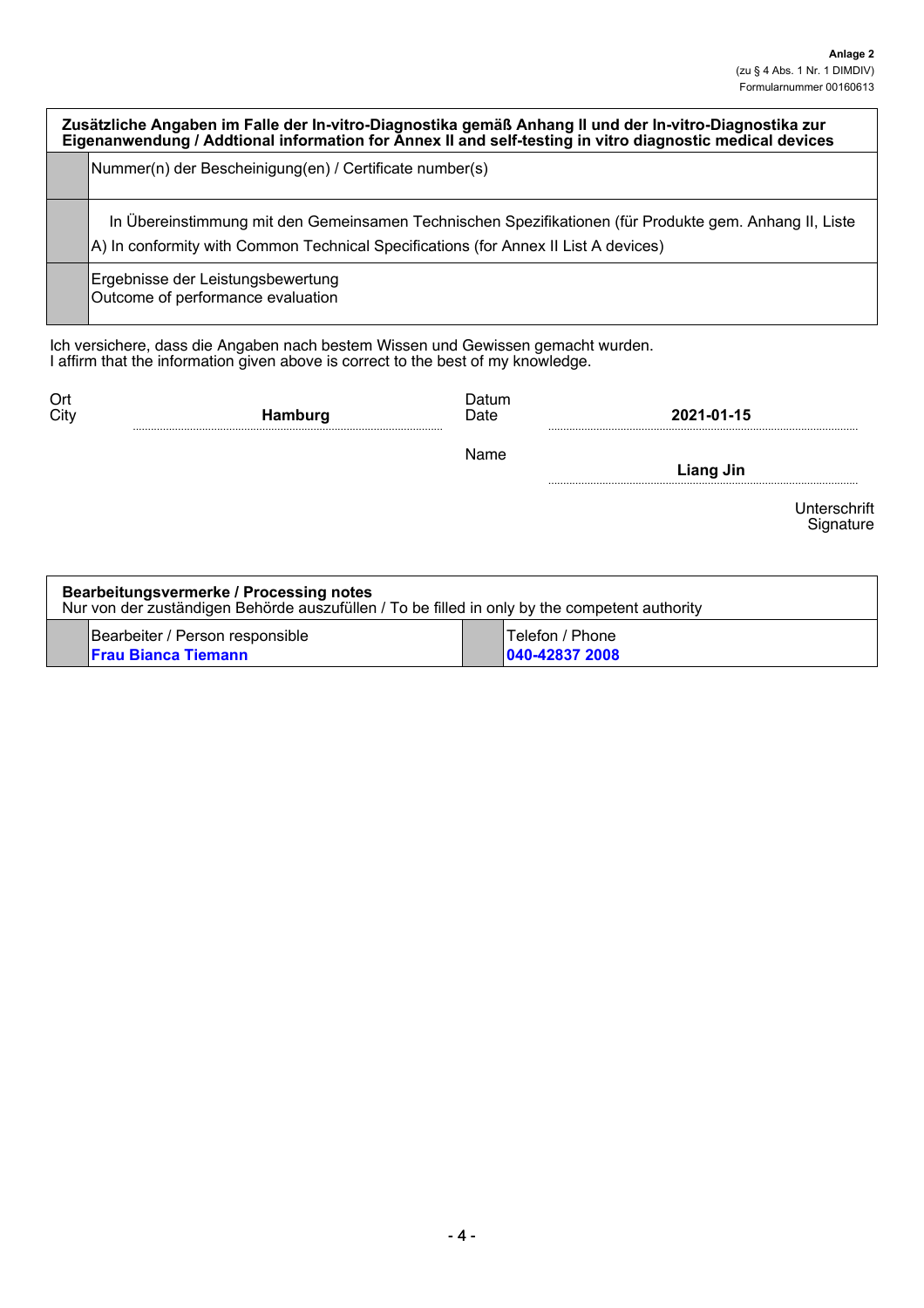**Anlage 2**
(zu § 4 Abs. 1 Nr. 1 DIMDIV)
Formularnummer 00160613

| **Zusätzliche Angaben im Falle der In-vitro-Diagnostika gemäß Anhang II und der In-vitro-Diagnostika zur Eigenanwendung / Addtional information for Annex II and self-testing in vitro diagnostic medical devices** | |
|---|---|
| | Nummer(n) der Bescheinigung(en) / Certificate number(s) |
| | In Übereinstimmung mit den Gemeinsamen Technischen Spezifikationen (für Produkte gem. Anhang II, Liste A) In conformity with Common Technical Specifications (for Annex II List A devices) |
| | Ergebnisse der Leistungsbewertung<br>Outcome of performance evaluation |

Ich versichere, dass die Angaben nach bestem Wissen und Gewissen gemacht wurden.
I affirm that the information given above is correct to the best of my knowledge.

Ort / City: **Hamburg**

Datum / Date: **2021-01-15**

Name: **Liang Jin**

Unterschrift / Signature

| **Bearbeitungsvermerke / Processing notes**<br>Nur von der zuständigen Behörde auszufüllen / To be filled in only by the competent authority | | | |
|---|---|---|---|
| | Bearbeiter / Person responsible<br>**Frau Bianca Tiemann** | | Telefon / Phone<br>**040-42837 2008** |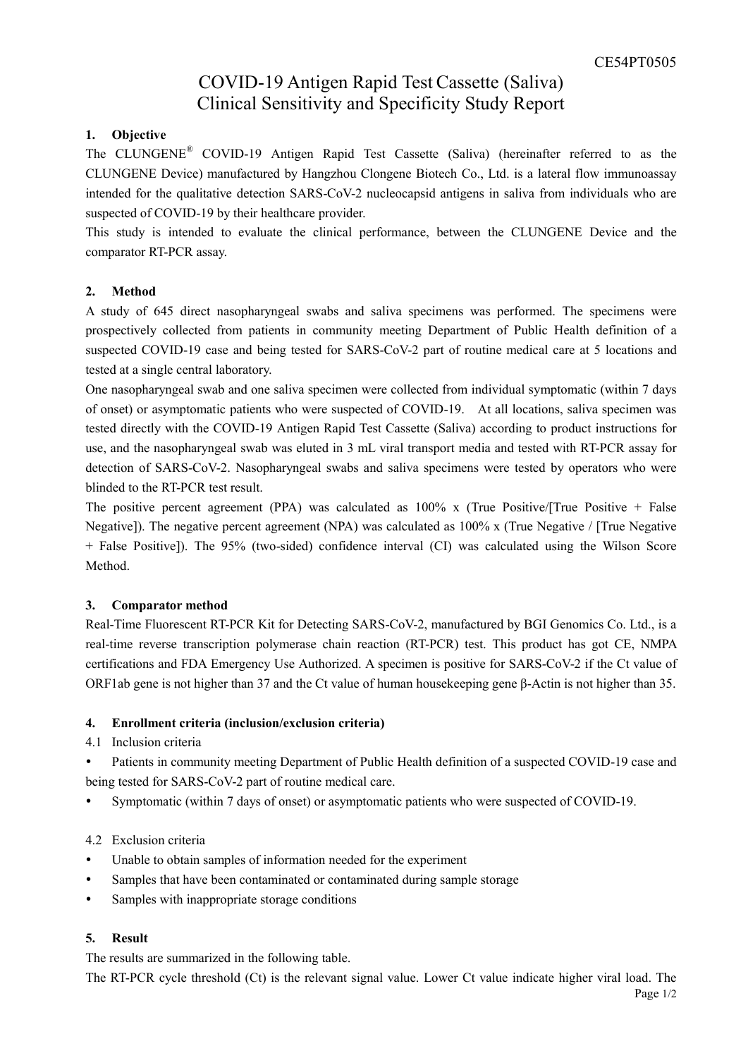CE54PT0505

# COVID-19 Antigen Rapid Test Cassette (Saliva) Clinical Sensitivity and Specificity Study Report

## 1. Objective

The CLUNGENE® COVID-19 Antigen Rapid Test Cassette (Saliva) (hereinafter referred to as the CLUNGENE Device) manufactured by Hangzhou Clongene Biotech Co., Ltd. is a lateral flow immunoassay intended for the qualitative detection SARS-CoV-2 nucleocapsid antigens in saliva from individuals who are suspected of COVID-19 by their healthcare provider.

This study is intended to evaluate the clinical performance, between the CLUNGENE Device and the comparator RT-PCR assay.

## 2. Method

A study of 645 direct nasopharyngeal swabs and saliva specimens was performed. The specimens were prospectively collected from patients in community meeting Department of Public Health definition of a suspected COVID-19 case and being tested for SARS-CoV-2 part of routine medical care at 5 locations and tested at a single central laboratory.

One nasopharyngeal swab and one saliva specimen were collected from individual symptomatic (within 7 days of onset) or asymptomatic patients who were suspected of COVID-19. At all locations, saliva specimen was tested directly with the COVID-19 Antigen Rapid Test Cassette (Saliva) according to product instructions for use, and the nasopharyngeal swab was eluted in 3 mL viral transport media and tested with RT-PCR assay for detection of SARS-CoV-2. Nasopharyngeal swabs and saliva specimens were tested by operators who were blinded to the RT-PCR test result.

The positive percent agreement (PPA) was calculated as 100% x (True Positive/[True Positive + False Negative]). The negative percent agreement (NPA) was calculated as 100% x (True Negative / [True Negative + False Positive]). The 95% (two-sided) confidence interval (CI) was calculated using the Wilson Score Method.

## 3. Comparator method

Real-Time Fluorescent RT-PCR Kit for Detecting SARS-CoV-2, manufactured by BGI Genomics Co. Ltd., is a real-time reverse transcription polymerase chain reaction (RT-PCR) test. This product has got CE, NMPA certifications and FDA Emergency Use Authorized. A specimen is positive for SARS-CoV-2 if the Ct value of ORF1ab gene is not higher than 37 and the Ct value of human housekeeping gene β-Actin is not higher than 35.

## 4. Enrollment criteria (inclusion/exclusion criteria)

4.1 Inclusion criteria

- Patients in community meeting Department of Public Health definition of a suspected COVID-19 case and being tested for SARS-CoV-2 part of routine medical care.
- Symptomatic (within 7 days of onset) or asymptomatic patients who were suspected of COVID-19.

4.2 Exclusion criteria

- Unable to obtain samples of information needed for the experiment
- Samples that have been contaminated or contaminated during sample storage
- Samples with inappropriate storage conditions

## 5. Result

The results are summarized in the following table.

The RT-PCR cycle threshold (Ct) is the relevant signal value. Lower Ct value indicate higher viral load. The